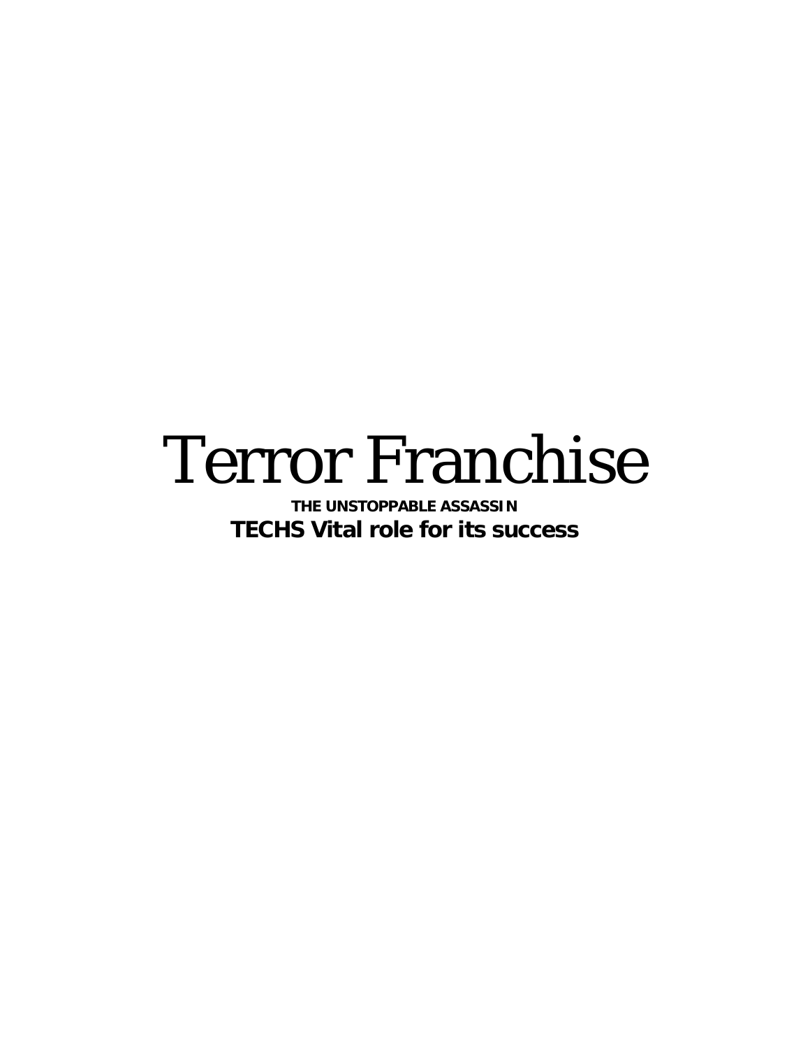# Terror Franchise

**THE UNSTOPPABLE ASSASSIN**

**TECHS Vital role for its success**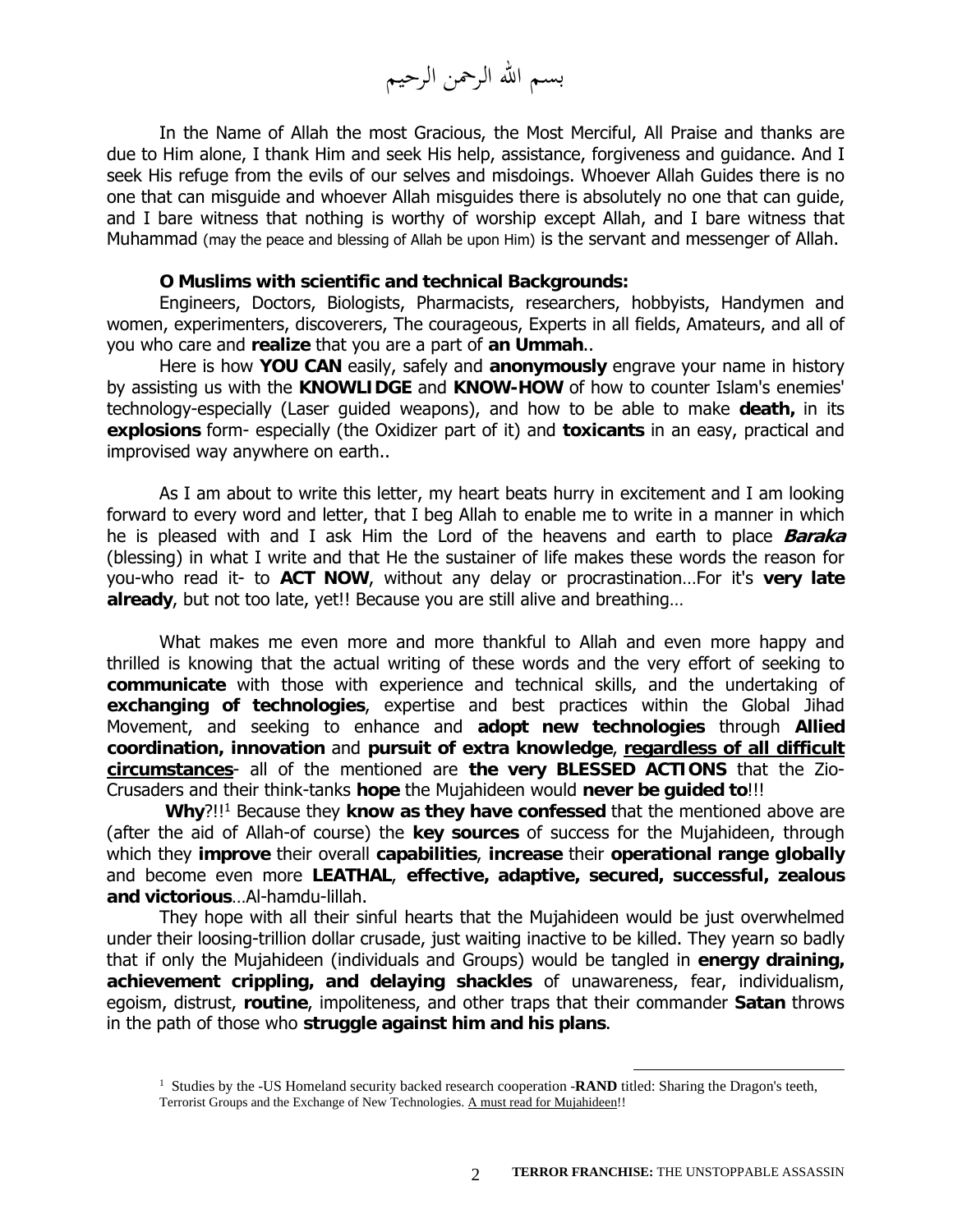بسم الله الرحمن الرحيم

In the Name of Allah the most Gracious, the Most Merciful, All Praise and thanks are due to Him alone, I thank Him and seek His help, assistance, forgiveness and guidance. And I seek His refuge from the evils of our selves and misdoings. Whoever Allah Guides there is no one that can misguide and whoever Allah misguides there is absolutely no one that can guide, and I bare witness that nothing is worthy of worship except Allah, and I bare witness that Muhammad (may the peace and blessing of Allah be upon Him) is the servant and messenger of Allah.

**O Muslims with scientific and technical Backgrounds:**

Engineers, Doctors, Biologists, Pharmacists, researchers, hobbyists, Handymen and women, experimenters, discoverers, The courageous, Experts in all fields, Amateurs, and all of you who care and **realize** that you are a part of **an Ummah**..

Here is how **YOU CAN** easily, safely and **anonymously** engrave your name in history by assisting us with the **KNOWLIDGE** and **KNOW-HOW** of how to counter Islam's enemies' technology-especially (Laser guided weapons), and how to be able to make **death,** in its **explosions** form- especially (the Oxidizer part of it) and **toxicants** in an easy, practical and improvised way anywhere on earth..

As I am about to write this letter, my heart beats hurry in excitement and I am looking forward to every word and letter, that I beg Allah to enable me to write in a manner in which he is pleased with and I ask Him the Lord of the heavens and earth to place ***Baraka*** (blessing) in what I write and that He the sustainer of life makes these words the reason for you-who read it- to **ACT NOW**, without any delay or procrastination…For it's **very late already**, but not too late, yet!! Because you are still alive and breathing…

What makes me even more and more thankful to Allah and even more happy and thrilled is knowing that the actual writing of these words and the very effort of seeking to **communicate** with those with experience and technical skills, and the undertaking of **exchanging of technologies**, expertise and best practices within the Global Jihad Movement, and seeking to enhance and **adopt new technologies** through **Allied coordination, innovation** and **pursuit of extra knowledge**, **<u>regardless of all difficult circumstances</u>**- all of the mentioned are **the very BLESSED ACTIONS** that the Zio-Crusaders and their think-tanks **hope** the Mujahideen would **never be guided to**!!!

**Why**?!![1] Because they **know as they have confessed** that the mentioned above are (after the aid of Allah-of course) the **key sources** of success for the Mujahideen, through which they **improve** their overall **capabilities**, **increase** their **operational range globally** and become even more **LEATHAL**, **effective, adaptive, secured, successful, zealous and victorious**…Al-hamdu-lillah.

They hope with all their sinful hearts that the Mujahideen would be just overwhelmed under their loosing-trillion dollar crusade, just waiting inactive to be killed. They yearn so badly that if only the Mujahideen (individuals and Groups) would be tangled in **energy draining, achievement crippling, and delaying shackles** of unawareness, fear, individualism, egoism, distrust, **routine**, impoliteness, and other traps that their commander **Satan** throws in the path of those who **struggle against him and his plans**.

[1] Studies by the -US Homeland security backed research cooperation -**RAND** titled: Sharing the Dragon's teeth, Terrorist Groups and the Exchange of New Technologies. <u>A must read for Mujahideen</u>!!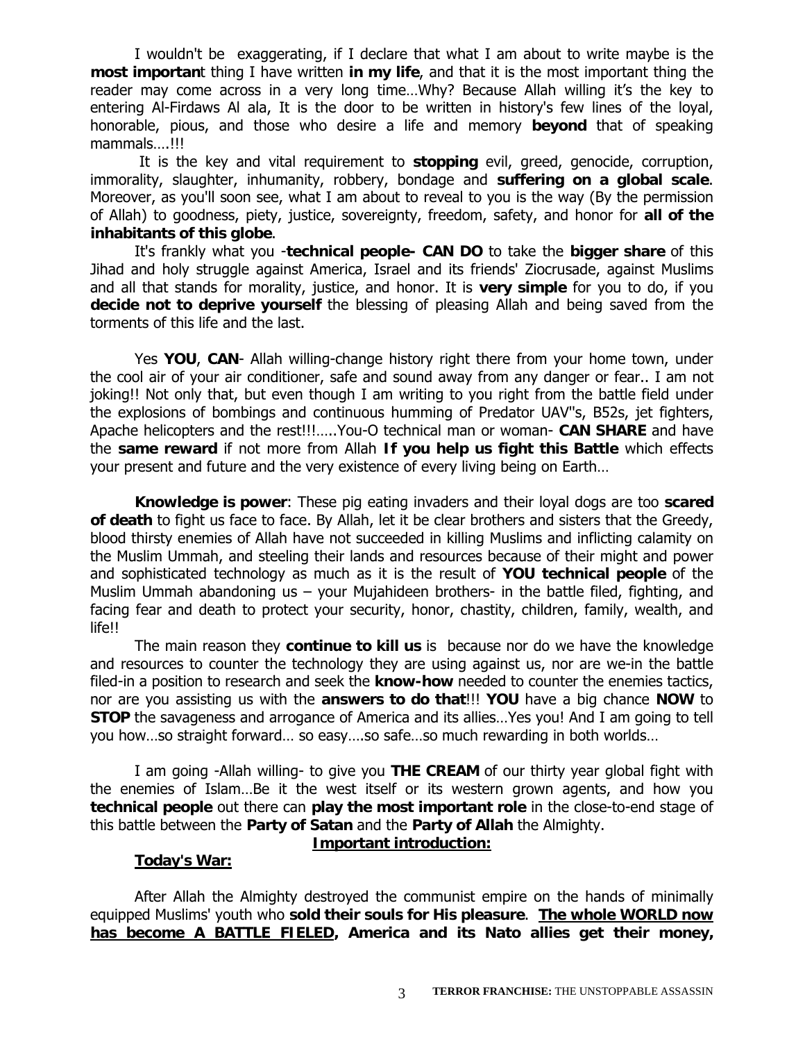I wouldn't be exaggerating, if I declare that what I am about to write maybe is the **most importan**t thing I have written **in my life**, and that it is the most important thing the reader may come across in a very long time…Why? Because Allah willing it's the key to entering Al-Firdaws Al ala, It is the door to be written in history's few lines of the loyal, honorable, pious, and those who desire a life and memory **beyond** that of speaking mammals….!!!

It is the key and vital requirement to **stopping** evil, greed, genocide, corruption, immorality, slaughter, inhumanity, robbery, bondage and **suffering on a global scale**. Moreover, as you'll soon see, what I am about to reveal to you is the way (By the permission of Allah) to goodness, piety, justice, sovereignty, freedom, safety, and honor for **all of the inhabitants of this globe**.

It's frankly what you -**technical people- CAN DO** to take the **bigger share** of this Jihad and holy struggle against America, Israel and its friends' Ziocrusade, against Muslims and all that stands for morality, justice, and honor. It is **very simple** for you to do, if you **decide not to deprive yourself** the blessing of pleasing Allah and being saved from the torments of this life and the last.

Yes **YOU**, **CAN**- Allah willing-change history right there from your home town, under the cool air of your air conditioner, safe and sound away from any danger or fear.. I am not joking!! Not only that, but even though I am writing to you right from the battle field under the explosions of bombings and continuous humming of Predator UAV"s, B52s, jet fighters, Apache helicopters and the rest!!!…..You-O technical man or woman- **CAN SHARE** and have the **same reward** if not more from Allah **If you help us fight this Battle** which effects your present and future and the very existence of every living being on Earth…

**Knowledge is power**: These pig eating invaders and their loyal dogs are too **scared of death** to fight us face to face. By Allah, let it be clear brothers and sisters that the Greedy, blood thirsty enemies of Allah have not succeeded in killing Muslims and inflicting calamity on the Muslim Ummah, and steeling their lands and resources because of their might and power and sophisticated technology as much as it is the result of **YOU technical people** of the Muslim Ummah abandoning us – your Mujahideen brothers- in the battle filed, fighting, and facing fear and death to protect your security, honor, chastity, children, family, wealth, and life!!

The main reason they **continue to kill us** is because nor do we have the knowledge and resources to counter the technology they are using against us, nor are we-in the battle filed-in a position to research and seek the **know-how** needed to counter the enemies tactics, nor are you assisting us with the **answers to do that**!!! **YOU** have a big chance **NOW** to **STOP** the savageness and arrogance of America and its allies…Yes you! And I am going to tell you how…so straight forward… so easy….so safe…so much rewarding in both worlds…

I am going -Allah willing- to give you **THE CREAM** of our thirty year global fight with the enemies of Islam…Be it the west itself or its western grown agents, and how you **technical people** out there can **play the most important role** in the close-to-end stage of this battle between the **Party of Satan** and the **Party of Allah** the Almighty.

**Important introduction:**

**Today's War:**

After Allah the Almighty destroyed the communist empire on the hands of minimally equipped Muslims' youth who **sold their souls for His pleasure**. **The whole WORLD now has become A BATTLE FIELED, America and its Nato allies get their money,**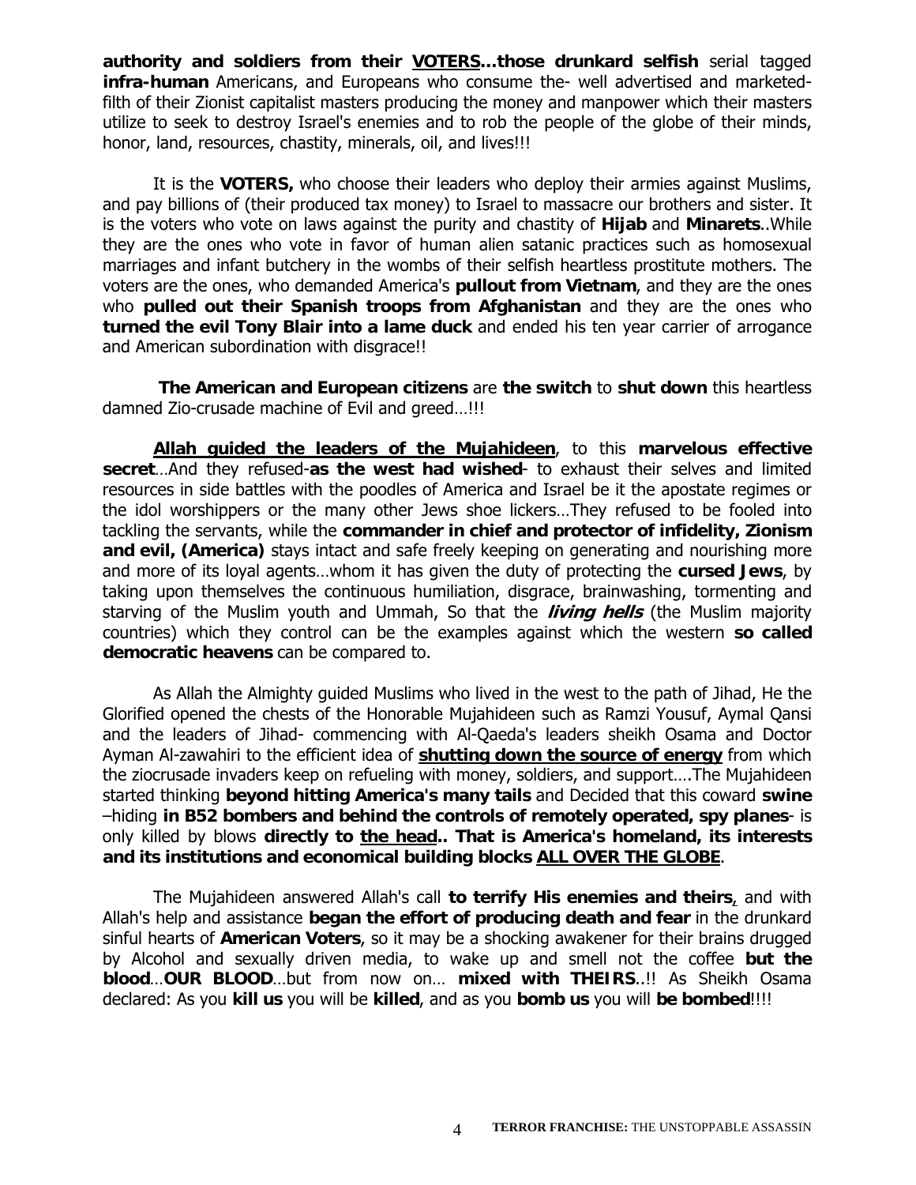**authority and soldiers from their <u>VOTERS</u>...those drunkard selfish** serial tagged **infra-human** Americans, and Europeans who consume the- well advertised and marketed- filth of their Zionist capitalist masters producing the money and manpower which their masters utilize to seek to destroy Israel's enemies and to rob the people of the globe of their minds, honor, land, resources, chastity, minerals, oil, and lives!!!

It is the **VOTERS,** who choose their leaders who deploy their armies against Muslims, and pay billions of (their produced tax money) to Israel to massacre our brothers and sister. It is the voters who vote on laws against the purity and chastity of **Hijab** and **Minarets**..While they are the ones who vote in favor of human alien satanic practices such as homosexual marriages and infant butchery in the wombs of their selfish heartless prostitute mothers. The voters are the ones, who demanded America's **pullout from Vietnam**, and they are the ones who **pulled out their Spanish troops from Afghanistan** and they are the ones who **turned the evil Tony Blair into a lame duck** and ended his ten year carrier of arrogance and American subordination with disgrace!!

**The American and European citizens** are **the switch** to **shut down** this heartless damned Zio-crusade machine of Evil and greed…!!!

**<u>Allah guided the leaders of the Mujahideen</u>**, to this **marvelous effective secret**…And they refused-**as the west had wished**- to exhaust their selves and limited resources in side battles with the poodles of America and Israel be it the apostate regimes or the idol worshippers or the many other Jews shoe lickers…They refused to be fooled into tackling the servants, while the **commander in chief and protector of infidelity, Zionism and evil, (America)** stays intact and safe freely keeping on generating and nourishing more and more of its loyal agents…whom it has given the duty of protecting the **cursed Jews**, by taking upon themselves the continuous humiliation, disgrace, brainwashing, tormenting and starving of the Muslim youth and Ummah, So that the ***living hells*** (the Muslim majority countries) which they control can be the examples against which the western **so called democratic heavens** can be compared to.

As Allah the Almighty guided Muslims who lived in the west to the path of Jihad, He the Glorified opened the chests of the Honorable Mujahideen such as Ramzi Yousuf, Aymal Qansi and the leaders of Jihad- commencing with Al-Qaeda's leaders sheikh Osama and Doctor Ayman Al-zawahiri to the efficient idea of **<u>shutting down the source of energy</u>** from which the ziocrusade invaders keep on refueling with money, soldiers, and support….The Mujahideen started thinking **beyond hitting America's many tails** and Decided that this coward **swine** –hiding **in B52 bombers and behind the controls of remotely operated, spy planes**- is only killed by blows **directly to <u>the head</u>.. That is America's homeland, its interests and its institutions and economical building blocks <u>ALL OVER THE GLOBE</u>**.

The Mujahideen answered Allah's call **to terrify His enemies and theirs**, and with Allah's help and assistance **began the effort of producing death and fear** in the drunkard sinful hearts of **American Voters**, so it may be a shocking awakener for their brains drugged by Alcohol and sexually driven media, to wake up and smell not the coffee **but the blood**…**OUR BLOOD**…but from now on… **mixed with THEIRS**..!! As Sheikh Osama declared: As you **kill us** you will be **killed**, and as you **bomb us** you will **be bombed**!!!!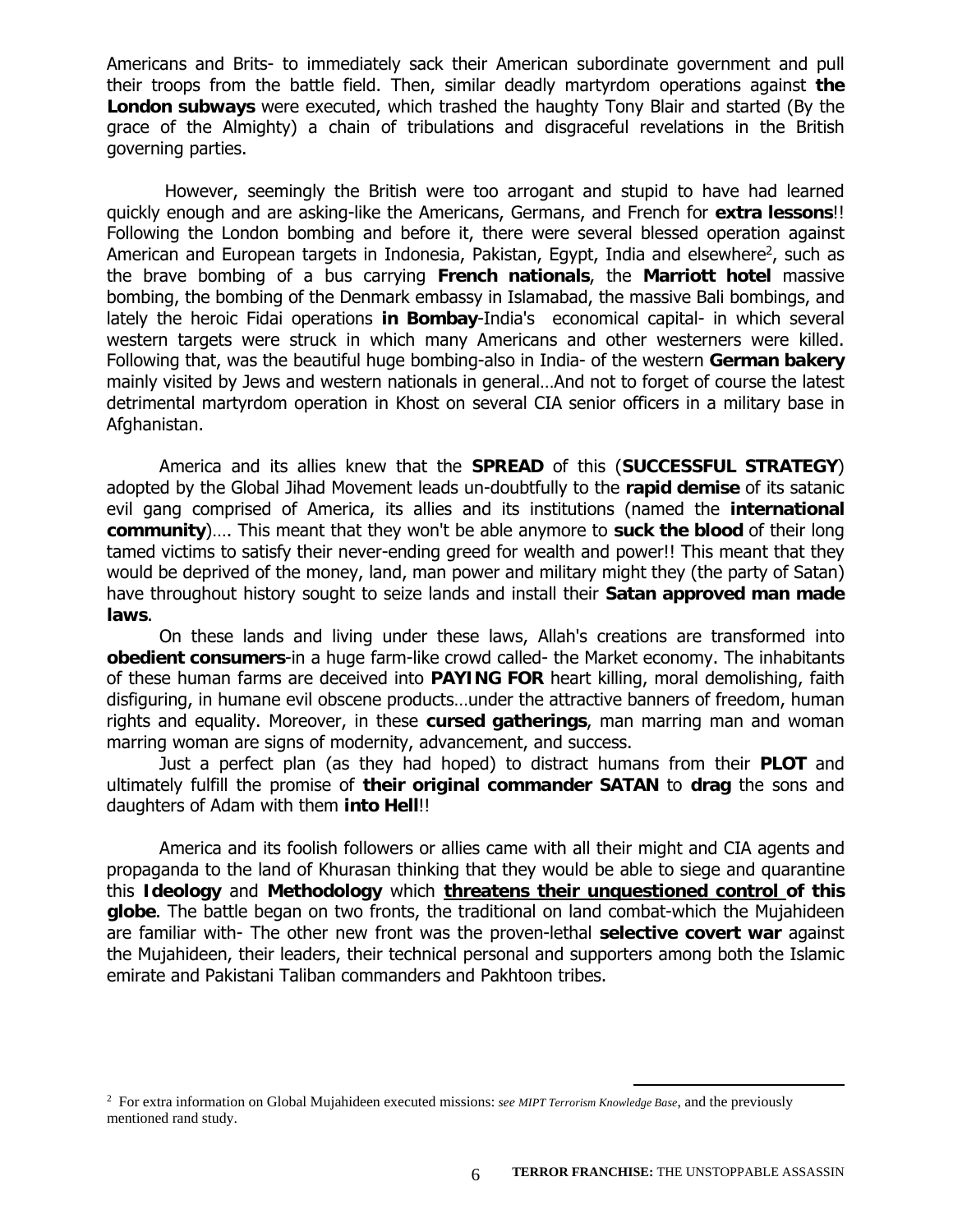Americans and Brits- to immediately sack their American subordinate government and pull their troops from the battle field. Then, similar deadly martyrdom operations against **the London subways** were executed, which trashed the haughty Tony Blair and started (By the grace of the Almighty) a chain of tribulations and disgraceful revelations in the British governing parties.

However, seemingly the British were too arrogant and stupid to have had learned quickly enough and are asking-like the Americans, Germans, and French for **extra lessons**!! Following the London bombing and before it, there were several blessed operation against American and European targets in Indonesia, Pakistan, Egypt, India and elsewhere[2], such as the brave bombing of a bus carrying **French nationals**, the **Marriott hotel** massive bombing, the bombing of the Denmark embassy in Islamabad, the massive Bali bombings, and lately the heroic Fidai operations **in Bombay**-India's economical capital- in which several western targets were struck in which many Americans and other westerners were killed. Following that, was the beautiful huge bombing-also in India- of the western **German bakery** mainly visited by Jews and western nationals in general…And not to forget of course the latest detrimental martyrdom operation in Khost on several CIA senior officers in a military base in Afghanistan.

America and its allies knew that the **SPREAD** of this (**SUCCESSFUL STRATEGY**) adopted by the Global Jihad Movement leads un-doubtfully to the **rapid demise** of its satanic evil gang comprised of America, its allies and its institutions (named the **international community**)…. This meant that they won't be able anymore to **suck the blood** of their long tamed victims to satisfy their never-ending greed for wealth and power!! This meant that they would be deprived of the money, land, man power and military might they (the party of Satan) have throughout history sought to seize lands and install their **Satan approved man made laws**.

On these lands and living under these laws, Allah's creations are transformed into **obedient consumers**-in a huge farm-like crowd called- the Market economy. The inhabitants of these human farms are deceived into **PAYING FOR** heart killing, moral demolishing, faith disfiguring, in humane evil obscene products…under the attractive banners of freedom, human rights and equality. Moreover, in these **cursed gatherings**, man marring man and woman marring woman are signs of modernity, advancement, and success.

Just a perfect plan (as they had hoped) to distract humans from their **PLOT** and ultimately fulfill the promise of **their original commander SATAN** to **drag** the sons and daughters of Adam with them **into Hell**!!

America and its foolish followers or allies came with all their might and CIA agents and propaganda to the land of Khurasan thinking that they would be able to siege and quarantine this **Ideology** and **Methodology** which **threatens their unquestioned control of this globe**. The battle began on two fronts, the traditional on land combat-which the Mujahideen are familiar with- The other new front was the proven-lethal **selective covert war** against the Mujahideen, their leaders, their technical personal and supporters among both the Islamic emirate and Pakistani Taliban commanders and Pakhtoon tribes.

---

[2] For extra information on Global Mujahideen executed missions: *see MIPT Terrorism Knowledge Base*, and the previously mentioned rand study.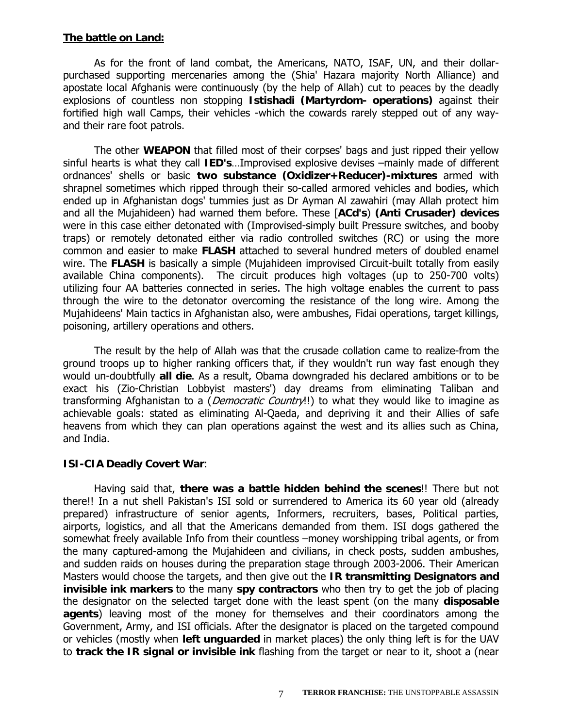**The battle on Land:**

As for the front of land combat, the Americans, NATO, ISAF, UN, and their dollar-purchased supporting mercenaries among the (Shia' Hazara majority North Alliance) and apostate local Afghanis were continuously (by the help of Allah) cut to peaces by the deadly explosions of countless non stopping **Istishadi (Martyrdom- operations)** against their fortified high wall Camps, their vehicles -which the cowards rarely stepped out of any way- and their rare foot patrols.

The other **WEAPON** that filled most of their corpses' bags and just ripped their yellow sinful hearts is what they call **IED's**…Improvised explosive devises –mainly made of different ordnances' shells or basic **two substance (Oxidizer+Reducer)-mixtures** armed with shrapnel sometimes which ripped through their so-called armored vehicles and bodies, which ended up in Afghanistan dogs' tummies just as Dr Ayman Al zawahiri (may Allah protect him and all the Mujahideen) had warned them before. These [**ACd's**) **(Anti Crusader) devices** were in this case either detonated with (Improvised-simply built Pressure switches, and booby traps) or remotely detonated either via radio controlled switches (RC) or using the more common and easier to make **FLASH** attached to several hundred meters of doubled enamel wire. The **FLASH** is basically a simple (Mujahideen improvised Circuit-built totally from easily available China components). The circuit produces high voltages (up to 250-700 volts) utilizing four AA batteries connected in series. The high voltage enables the current to pass through the wire to the detonator overcoming the resistance of the long wire. Among the Mujahideens' Main tactics in Afghanistan also, were ambushes, Fidai operations, target killings, poisoning, artillery operations and others.

The result by the help of Allah was that the crusade collation came to realize-from the ground troops up to higher ranking officers that, if they wouldn't run way fast enough they would un-doubtfully **all die**. As a result, Obama downgraded his declared ambitions or to be exact his (Zio-Christian Lobbyist masters') day dreams from eliminating Taliban and transforming Afghanistan to a (*Democratic Country*!!) to what they would like to imagine as achievable goals: stated as eliminating Al-Qaeda, and depriving it and their Allies of safe heavens from which they can plan operations against the west and its allies such as China, and India.

**ISI-CIA Deadly Covert War**:

Having said that, **there was a battle hidden behind the scenes**!! There but not there!! In a nut shell Pakistan's ISI sold or surrendered to America its 60 year old (already prepared) infrastructure of senior agents, Informers, recruiters, bases, Political parties, airports, logistics, and all that the Americans demanded from them. ISI dogs gathered the somewhat freely available Info from their countless –money worshipping tribal agents, or from the many captured-among the Mujahideen and civilians, in check posts, sudden ambushes, and sudden raids on houses during the preparation stage through 2003-2006. Their American Masters would choose the targets, and then give out the **IR transmitting Designators and invisible ink markers** to the many **spy contractors** who then try to get the job of placing the designator on the selected target done with the least spent (on the many **disposable agents**) leaving most of the money for themselves and their coordinators among the Government, Army, and ISI officials. After the designator is placed on the targeted compound or vehicles (mostly when **left unguarded** in market places) the only thing left is for the UAV to **track the IR signal or invisible ink** flashing from the target or near to it, shoot a (near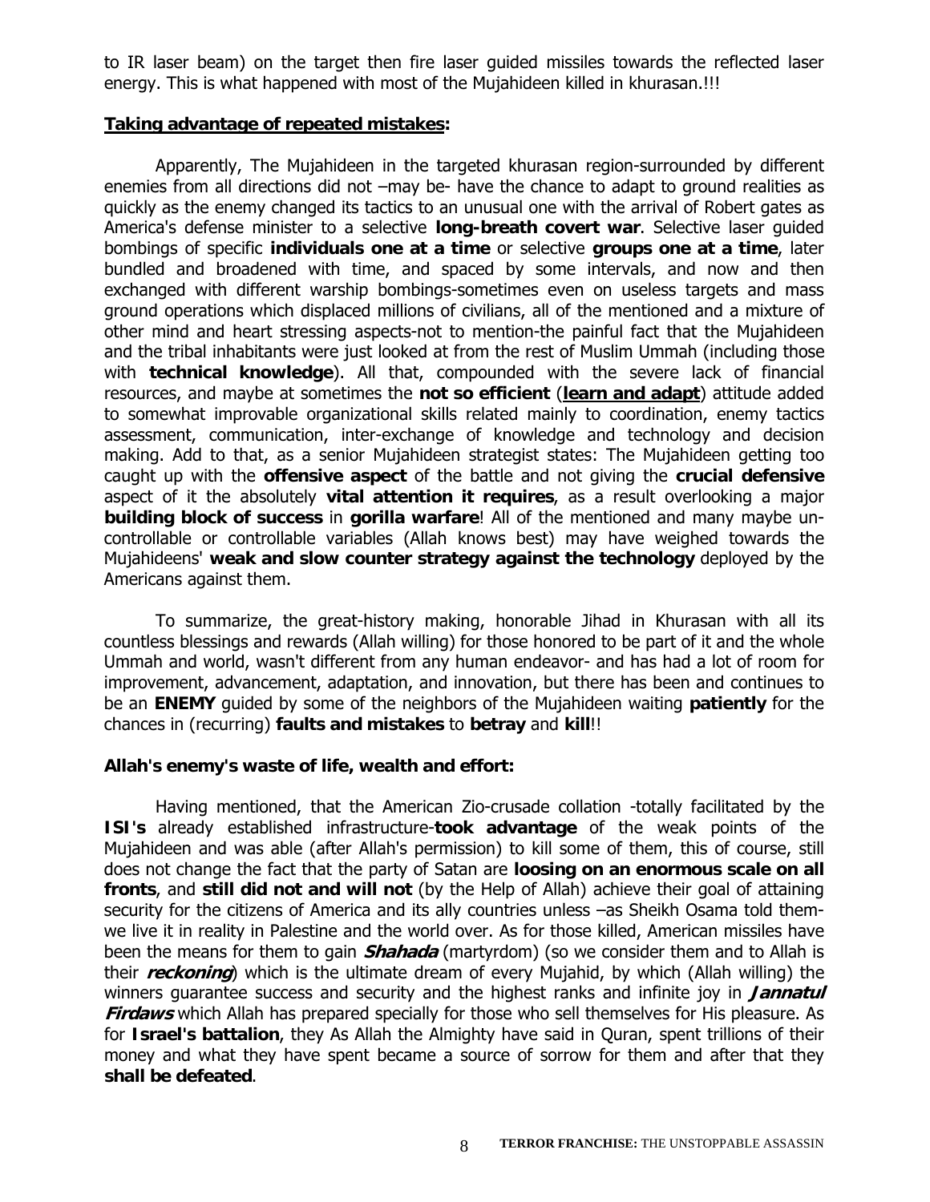to IR laser beam) on the target then fire laser guided missiles towards the reflected laser energy. This is what happened with most of the Mujahideen killed in khurasan.!!!

**Taking advantage of repeated mistakes:**

Apparently, The Mujahideen in the targeted khurasan region-surrounded by different enemies from all directions did not –may be- have the chance to adapt to ground realities as quickly as the enemy changed its tactics to an unusual one with the arrival of Robert gates as America's defense minister to a selective **long-breath covert war**. Selective laser guided bombings of specific **individuals one at a time** or selective **groups one at a time**, later bundled and broadened with time, and spaced by some intervals, and now and then exchanged with different warship bombings-sometimes even on useless targets and mass ground operations which displaced millions of civilians, all of the mentioned and a mixture of other mind and heart stressing aspects-not to mention-the painful fact that the Mujahideen and the tribal inhabitants were just looked at from the rest of Muslim Ummah (including those with **technical knowledge**). All that, compounded with the severe lack of financial resources, and maybe at sometimes the **not so efficient** (**learn and adapt**) attitude added to somewhat improvable organizational skills related mainly to coordination, enemy tactics assessment, communication, inter-exchange of knowledge and technology and decision making. Add to that, as a senior Mujahideen strategist states: The Mujahideen getting too caught up with the **offensive aspect** of the battle and not giving the **crucial defensive** aspect of it the absolutely **vital attention it requires**, as a result overlooking a major **building block of success** in **gorilla warfare**! All of the mentioned and many maybe un-controllable or controllable variables (Allah knows best) may have weighed towards the Mujahideens' **weak and slow counter strategy against the technology** deployed by the Americans against them.

To summarize, the great-history making, honorable Jihad in Khurasan with all its countless blessings and rewards (Allah willing) for those honored to be part of it and the whole Ummah and world, wasn't different from any human endeavor- and has had a lot of room for improvement, advancement, adaptation, and innovation, but there has been and continues to be an **ENEMY** guided by some of the neighbors of the Mujahideen waiting **patiently** for the chances in (recurring) **faults and mistakes** to **betray** and **kill**!!

**Allah's enemy's waste of life, wealth and effort:**

Having mentioned, that the American Zio-crusade collation -totally facilitated by the **ISI's** already established infrastructure-**took advantage** of the weak points of the Mujahideen and was able (after Allah's permission) to kill some of them, this of course, still does not change the fact that the party of Satan are **loosing on an enormous scale on all fronts**, and **still did not and will not** (by the Help of Allah) achieve their goal of attaining security for the citizens of America and its ally countries unless –as Sheikh Osama told them- we live it in reality in Palestine and the world over. As for those killed, American missiles have been the means for them to gain ***Shahada*** (martyrdom) (so we consider them and to Allah is their ***reckoning***) which is the ultimate dream of every Mujahid, by which (Allah willing) the winners guarantee success and security and the highest ranks and infinite joy in ***Jannatul Firdaws*** which Allah has prepared specially for those who sell themselves for His pleasure. As for **Israel's battalion**, they As Allah the Almighty have said in Quran, spent trillions of their money and what they have spent became a source of sorrow for them and after that they **shall be defeated**.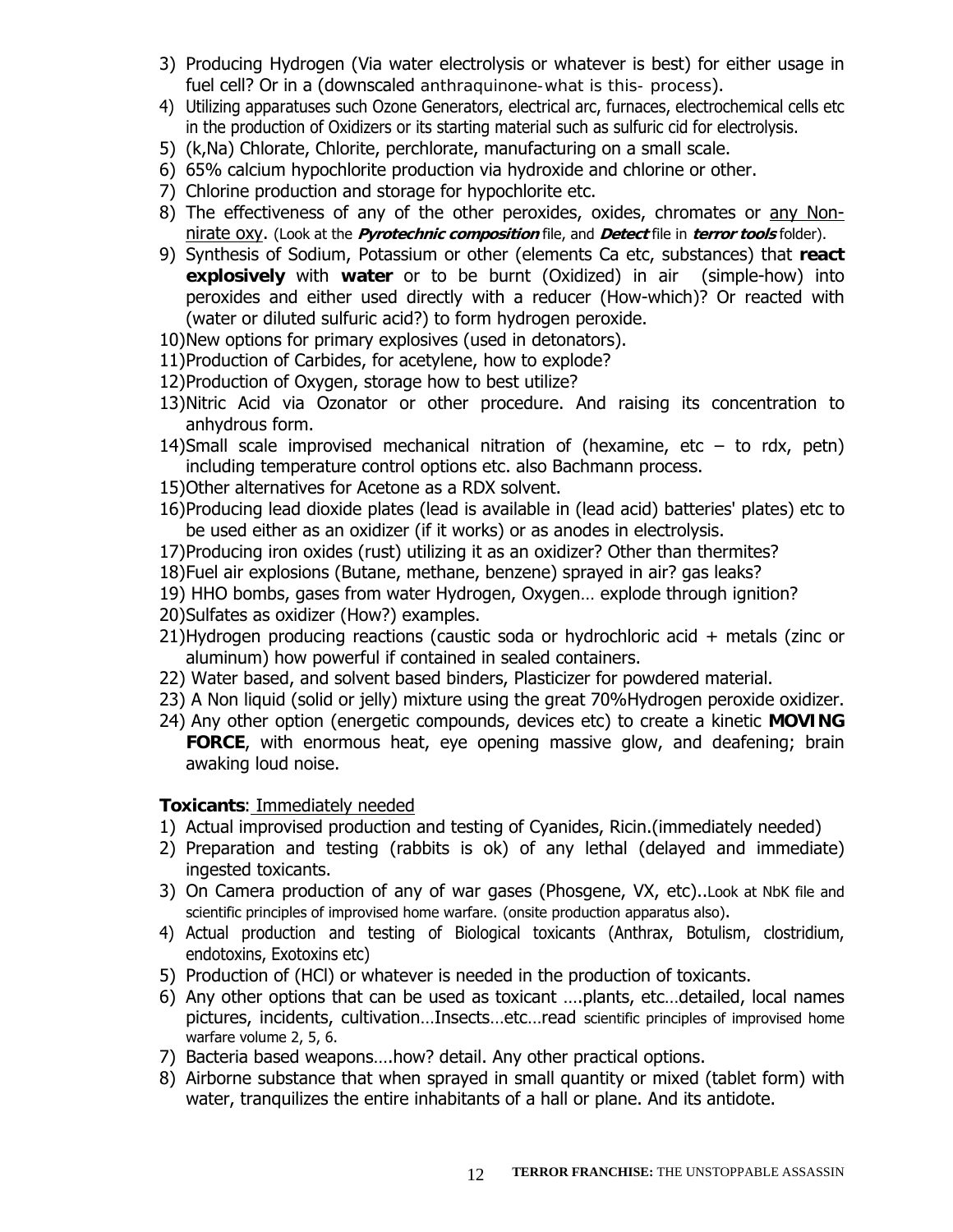3) Producing Hydrogen (Via water electrolysis or whatever is best) for either usage in fuel cell? Or in a (downscaled anthraquinone-what is this- process).
4) Utilizing apparatuses such Ozone Generators, electrical arc, furnaces, electrochemical cells etc in the production of Oxidizers or its starting material such as sulfuric cid for electrolysis.
5) (k,Na) Chlorate, Chlorite, perchlorate, manufacturing on a small scale.
6) 65% calcium hypochlorite production via hydroxide and chlorine or other.
7) Chlorine production and storage for hypochlorite etc.
8) The effectiveness of any of the other peroxides, oxides, chromates or <u>any Non-nirate oxy</u>. (Look at the ***Pyrotechnic composition*** file, and ***Detect*** file in ***terror tools*** folder).
9) Synthesis of Sodium, Potassium or other (elements Ca etc, substances) that **react explosively** with **water** or to be burnt (Oxidized) in air (simple-how) into peroxides and either used directly with a reducer (How-which)? Or reacted with (water or diluted sulfuric acid?) to form hydrogen peroxide.
10) New options for primary explosives (used in detonators).
11) Production of Carbides, for acetylene, how to explode?
12) Production of Oxygen, storage how to best utilize?
13) Nitric Acid via Ozonator or other procedure. And raising its concentration to anhydrous form.
14) Small scale improvised mechanical nitration of (hexamine, etc – to rdx, petn) including temperature control options etc. also Bachmann process.
15) Other alternatives for Acetone as a RDX solvent.
16) Producing lead dioxide plates (lead is available in (lead acid) batteries' plates) etc to be used either as an oxidizer (if it works) or as anodes in electrolysis.
17) Producing iron oxides (rust) utilizing it as an oxidizer? Other than thermites?
18) Fuel air explosions (Butane, methane, benzene) sprayed in air? gas leaks?
19) HHO bombs, gases from water Hydrogen, Oxygen… explode through ignition?
20) Sulfates as oxidizer (How?) examples.
21) Hydrogen producing reactions (caustic soda or hydrochloric acid + metals (zinc or aluminum) how powerful if contained in sealed containers.
22) Water based, and solvent based binders, Plasticizer for powdered material.
23) A Non liquid (solid or jelly) mixture using the great 70%Hydrogen peroxide oxidizer.
24) Any other option (energetic compounds, devices etc) to create a kinetic **MOVING FORCE**, with enormous heat, eye opening massive glow, and deafening; brain awaking loud noise.

**Toxicants**: <u>Immediately needed</u>

1) Actual improvised production and testing of Cyanides, Ricin.(immediately needed)
2) Preparation and testing (rabbits is ok) of any lethal (delayed and immediate) ingested toxicants.
3) On Camera production of any of war gases (Phosgene, VX, etc)..Look at NbK file and scientific principles of improvised home warfare. (onsite production apparatus also).
4) Actual production and testing of Biological toxicants (Anthrax, Botulism, clostridium, endotoxins, Exotoxins etc)
5) Production of (HCl) or whatever is needed in the production of toxicants.
6) Any other options that can be used as toxicant ….plants, etc…detailed, local names pictures, incidents, cultivation…Insects…etc…read scientific principles of improvised home warfare volume 2, 5, 6.
7) Bacteria based weapons….how? detail. Any other practical options.
8) Airborne substance that when sprayed in small quantity or mixed (tablet form) with water, tranquilizes the entire inhabitants of a hall or plane. And its antidote.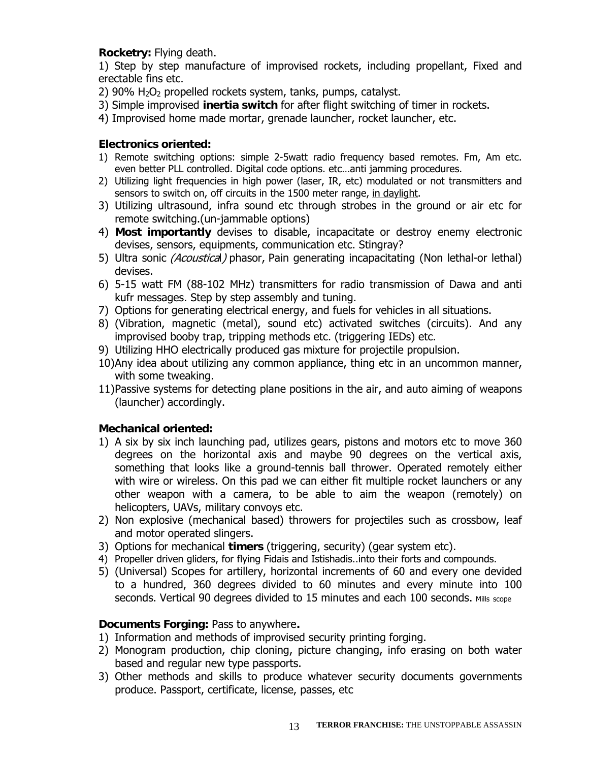**Rocketry:** Flying death.

1) Step by step manufacture of improvised rockets, including propellant, Fixed and erectable fins etc.
2) 90% $H_2O_2$ propelled rockets system, tanks, pumps, catalyst.
3) Simple improvised **inertia switch** for after flight switching of timer in rockets.
4) Improvised home made mortar, grenade launcher, rocket launcher, etc.

**Electronics oriented:**

1) Remote switching options: simple 2-5watt radio frequency based remotes. Fm, Am etc. even better PLL controlled. Digital code options. etc…anti jamming procedures.
2) Utilizing light frequencies in high power (laser, IR, etc) modulated or not transmitters and sensors to switch on, off circuits in the 1500 meter range, in daylight.
3) Utilizing ultrasound, infra sound etc through strobes in the ground or air etc for remote switching.(un-jammable options)
4) **Most importantly** devises to disable, incapacitate or destroy enemy electronic devises, sensors, equipments, communication etc. Stingray?
5) Ultra sonic *(Acoustical)* phasor, Pain generating incapacitating (Non lethal-or lethal) devises.
6) 5-15 watt FM (88-102 MHz) transmitters for radio transmission of Dawa and anti kufr messages. Step by step assembly and tuning.
7) Options for generating electrical energy, and fuels for vehicles in all situations.
8) (Vibration, magnetic (metal), sound etc) activated switches (circuits). And any improvised booby trap, tripping methods etc. (triggering IEDs) etc.
9) Utilizing HHO electrically produced gas mixture for projectile propulsion.
10) Any idea about utilizing any common appliance, thing etc in an uncommon manner, with some tweaking.
11) Passive systems for detecting plane positions in the air, and auto aiming of weapons (launcher) accordingly.

**Mechanical oriented:**

1) A six by six inch launching pad, utilizes gears, pistons and motors etc to move 360 degrees on the horizontal axis and maybe 90 degrees on the vertical axis, something that looks like a ground-tennis ball thrower. Operated remotely either with wire or wireless. On this pad we can either fit multiple rocket launchers or any other weapon with a camera, to be able to aim the weapon (remotely) on helicopters, UAVs, military convoys etc.
2) Non explosive (mechanical based) throwers for projectiles such as crossbow, leaf and motor operated slingers.
3) Options for mechanical **timers** (triggering, security) (gear system etc).
4) Propeller driven gliders, for flying Fidais and Istishadis..into their forts and compounds.
5) (Universal) Scopes for artillery, horizontal increments of 60 and every one devided to a hundred, 360 degrees divided to 60 minutes and every minute into 100 seconds. Vertical 90 degrees divided to 15 minutes and each 100 seconds. Mills scope

**Documents Forging:** Pass to anywhere**.**

1) Information and methods of improvised security printing forging.
2) Monogram production, chip cloning, picture changing, info erasing on both water based and regular new type passports.
3) Other methods and skills to produce whatever security documents governments produce. Passport, certificate, license, passes, etc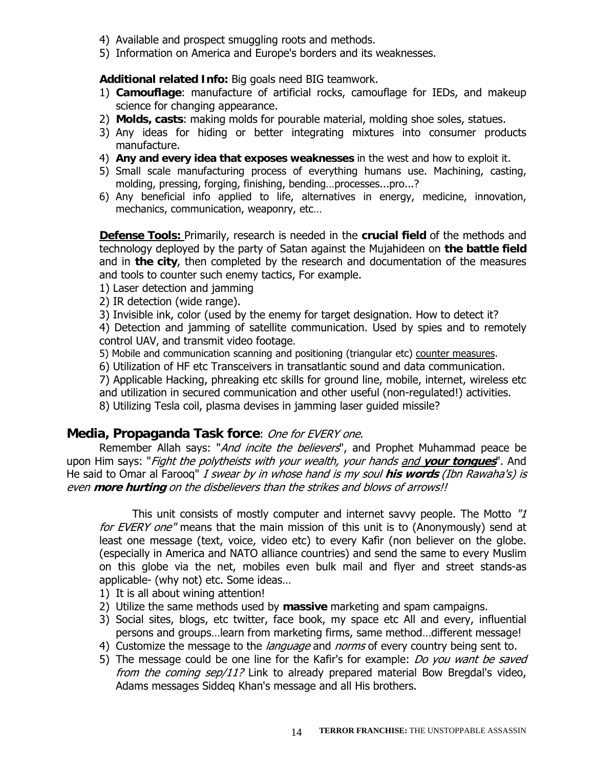4) Available and prospect smuggling roots and methods.
5) Information on America and Europe's borders and its weaknesses.

**Additional related Info:** Big goals need BIG teamwork.

1) **Camouflage**: manufacture of artificial rocks, camouflage for IEDs, and makeup science for changing appearance.
2) **Molds, casts**: making molds for pourable material, molding shoe soles, statues.
3) Any ideas for hiding or better integrating mixtures into consumer products manufacture.
4) **Any and every idea that exposes weaknesses** in the west and how to exploit it.
5) Small scale manufacturing process of everything humans use. Machining, casting, molding, pressing, forging, finishing, bending…processes...pro...?
6) Any beneficial info applied to life, alternatives in energy, medicine, innovation, mechanics, communication, weaponry, etc…

**Defense Tools:** Primarily, research is needed in the **crucial field** of the methods and technology deployed by the party of Satan against the Mujahideen on **the battle field** and in **the city**, then completed by the research and documentation of the measures and tools to counter such enemy tactics, For example.

1) Laser detection and jamming
2) IR detection (wide range).
3) Invisible ink, color (used by the enemy for target designation. How to detect it?
4) Detection and jamming of satellite communication. Used by spies and to remotely control UAV, and transmit video footage.
5) Mobile and communication scanning and positioning (triangular etc) counter measures.
6) Utilization of HF etc Transceivers in transatlantic sound and data communication.
7) Applicable Hacking, phreaking etc skills for ground line, mobile, internet, wireless etc and utilization in secured communication and other useful (non-regulated!) activities.
8) Utilizing Tesla coil, plasma devises in jamming laser guided missile?

## Media, Propaganda Task force: *One for EVERY one*.

Remember Allah says: "*And incite the believers*", and Prophet Muhammad peace be upon Him says: "*Fight the polytheists with your wealth, your hands and **your tongues***". And He said to Omar al Farooq" *I swear by in whose hand is my soul **his words** (Ibn Rawaha's) is even **more hurting** on the disbelievers than the strikes and blows of arrows!!*

This unit consists of mostly computer and internet savvy people. The Motto *"1 for EVERY one"* means that the main mission of this unit is to (Anonymously) send at least one message (text, voice, video etc) to every Kafir (non believer on the globe. (especially in America and NATO alliance countries) and send the same to every Muslim on this globe via the net, mobiles even bulk mail and flyer and street stands-as applicable- (why not) etc. Some ideas…

1) It is all about wining attention!
2) Utilize the same methods used by **massive** marketing and spam campaigns.
3) Social sites, blogs, etc twitter, face book, my space etc All and every, influential persons and groups…learn from marketing firms, same method…different message!
4) Customize the message to the *language* and *norms* of every country being sent to.
5) The message could be one line for the Kafir's for example: *Do you want be saved from the coming sep/11?* Link to already prepared material Bow Bregdal's video, Adams messages Siddeq Khan's message and all His brothers.